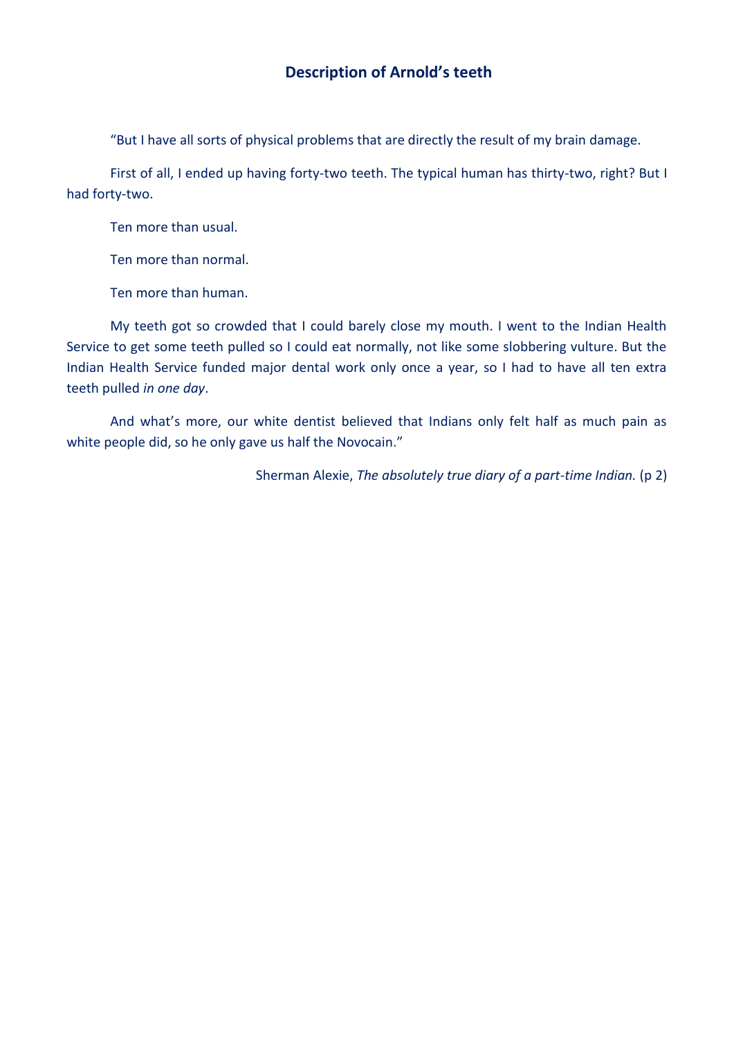## Description of Arnold's teeth

"But I have all sorts of physical problems that are directly the result of my brain damage.

First of all, I ended up having forty-two teeth. The typical human has thirty-two, right? But I had forty-two.

Ten more than usual.

Ten more than normal.

Ten more than human.

My teeth got so crowded that I could barely close my mouth. I went to the Indian Health Service to get some teeth pulled so I could eat normally, not like some slobbering vulture. But the Indian Health Service funded major dental work only once a year, so I had to have all ten extra teeth pulled *in one day*.

And what's more, our white dentist believed that Indians only felt half as much pain as white people did, so he only gave us half the Novocain."

Sherman Alexie, *The absolutely true diary of a part-time Indian.* (p 2)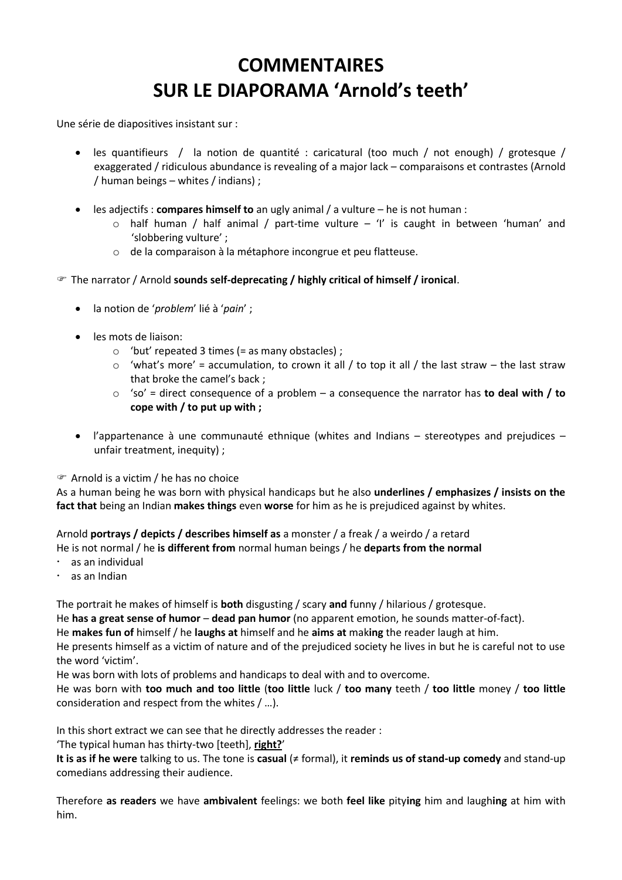# COMMENTAIRES
# SUR LE DIAPORAMA 'Arnold's teeth'

Une série de diapositives insistant sur :

- les quantifieurs / la notion de quantité : caricatural (too much / not enough) / grotesque / exaggerated / ridiculous abundance is revealing of a major lack – comparaisons et contrastes (Arnold / human beings – whites / indians) ;
- les adjectifs : **compares himself to** an ugly animal / a vulture – he is not human :
  - half human / half animal / part-time vulture – 'I' is caught in between 'human' and 'slobbering vulture' ;
  - de la comparaison à la métaphore incongrue et peu flatteuse.

☞ The narrator / Arnold **sounds self-deprecating / highly critical of himself / ironical**.

- la notion de '*problem*' lié à '*pain*' ;
- les mots de liaison:
  - 'but' repeated 3 times (= as many obstacles) ;
  - 'what's more' = accumulation, to crown it all / to top it all / the last straw – the last straw that broke the camel's back ;
  - 'so' = direct consequence of a problem – a consequence the narrator has **to deal with / to cope with / to put up with ;**
- l'appartenance à une communauté ethnique (whites and Indians – stereotypes and prejudices – unfair treatment, inequity) ;

☞ Arnold is a victim / he has no choice
As a human being he was born with physical handicaps but he also **underlines / emphasizes / insists on the fact that** being an Indian **makes things** even **worse** for him as he is prejudiced against by whites.

Arnold **portrays / depicts / describes himself as** a monster / a freak / a weirdo / a retard
He is not normal / he **is different from** normal human beings / he **departs from the normal**

- as an individual
- as an Indian

The portrait he makes of himself is **both** disgusting / scary **and** funny / hilarious / grotesque.
He **has a great sense of humor** – **dead pan humor** (no apparent emotion, he sounds matter-of-fact).
He **makes fun of** himself / he **laughs at** himself and he **aims at** mak**ing** the reader laugh at him.
He presents himself as a victim of nature and of the prejudiced society he lives in but he is careful not to use the word 'victim'.
He was born with lots of problems and handicaps to deal with and to overcome.
He was born with **too much and too little** (**too little** luck / **too many** teeth / **too little** money / **too little** consideration and respect from the whites / …).

In this short extract we can see that he directly addresses the reader :
'The typical human has thirty-two [teeth], **right?**'
**It is as if he were** talking to us. The tone is **casual** (≠ formal), it **reminds us of stand-up comedy** and stand-up comedians addressing their audience.

Therefore **as readers** we have **ambivalent** feelings: we both **feel like** pity**ing** him and laugh**ing** at him with him.